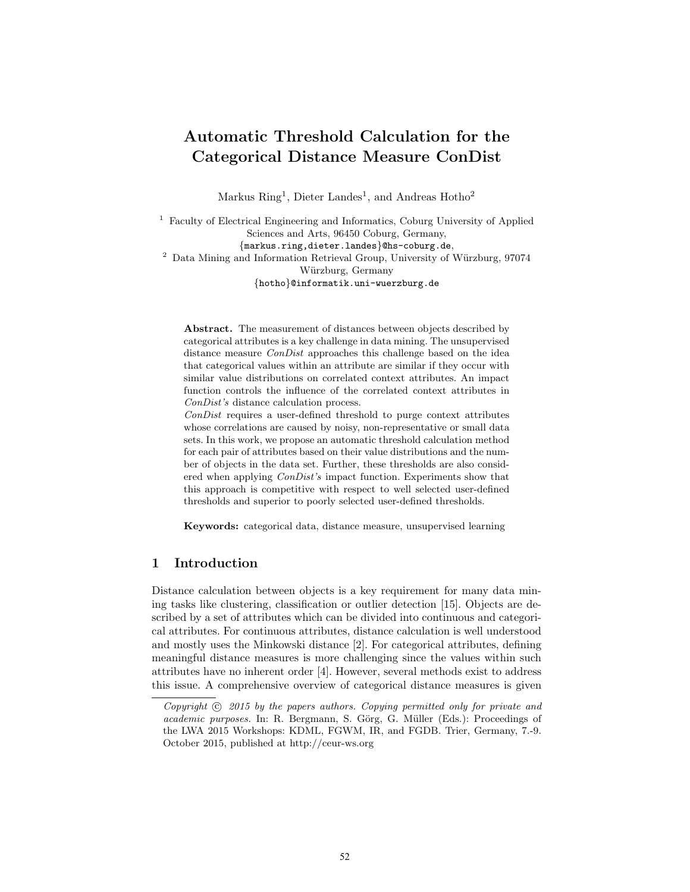# Automatic Threshold Calculation for the Categorical Distance Measure ConDist

Markus Ring[1], Dieter Landes[1], and Andreas Hotho[2]

[1] Faculty of Electrical Engineering and Informatics, Coburg University of Applied Sciences and Arts, 96450 Coburg, Germany,
{markus.ring,dieter.landes}@hs-coburg.de,

[2] Data Mining and Information Retrieval Group, University of Würzburg, 97074 Würzburg, Germany
{hotho}@informatik.uni-wuerzburg.de

**Abstract.** The measurement of distances between objects described by categorical attributes is a key challenge in data mining. The unsupervised distance measure *ConDist* approaches this challenge based on the idea that categorical values within an attribute are similar if they occur with similar value distributions on correlated context attributes. An impact function controls the influence of the correlated context attributes in *ConDist's* distance calculation process.
*ConDist* requires a user-defined threshold to purge context attributes whose correlations are caused by noisy, non-representative or small data sets. In this work, we propose an automatic threshold calculation method for each pair of attributes based on their value distributions and the number of objects in the data set. Further, these thresholds are also considered when applying *ConDist's* impact function. Experiments show that this approach is competitive with respect to well selected user-defined thresholds and superior to poorly selected user-defined thresholds.

**Keywords:** categorical data, distance measure, unsupervised learning

## 1 Introduction

Distance calculation between objects is a key requirement for many data mining tasks like clustering, classification or outlier detection [15]. Objects are described by a set of attributes which can be divided into continuous and categorical attributes. For continuous attributes, distance calculation is well understood and mostly uses the Minkowski distance [2]. For categorical attributes, defining meaningful distance measures is more challenging since the values within such attributes have no inherent order [4]. However, several methods exist to address this issue. A comprehensive overview of categorical distance measures is given

*Copyright © 2015 by the papers authors. Copying permitted only for private and academic purposes.* In: R. Bergmann, S. Görg, G. Müller (Eds.): Proceedings of the LWA 2015 Workshops: KDML, FGWM, IR, and FGDB. Trier, Germany, 7.-9. October 2015, published at http://ceur-ws.org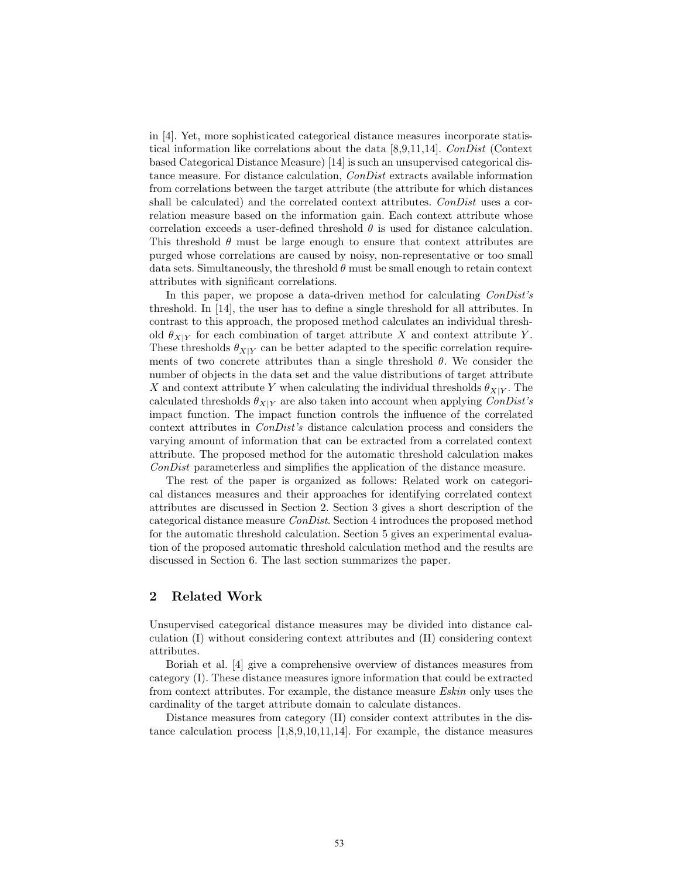in [4]. Yet, more sophisticated categorical distance measures incorporate statistical information like correlations about the data [8,9,11,14]. *ConDist* (Context based Categorical Distance Measure) [14] is such an unsupervised categorical distance measure. For distance calculation, *ConDist* extracts available information from correlations between the target attribute (the attribute for which distances shall be calculated) and the correlated context attributes. *ConDist* uses a correlation measure based on the information gain. Each context attribute whose correlation exceeds a user-defined threshold $\theta$ is used for distance calculation. This threshold $\theta$ must be large enough to ensure that context attributes are purged whose correlations are caused by noisy, non-representative or too small data sets. Simultaneously, the threshold $\theta$ must be small enough to retain context attributes with significant correlations.

In this paper, we propose a data-driven method for calculating *ConDist's* threshold. In [14], the user has to define a single threshold for all attributes. In contrast to this approach, the proposed method calculates an individual threshold $\theta_{X|Y}$ for each combination of target attribute $X$ and context attribute $Y$. These thresholds $\theta_{X|Y}$ can be better adapted to the specific correlation requirements of two concrete attributes than a single threshold $\theta$. We consider the number of objects in the data set and the value distributions of target attribute $X$ and context attribute $Y$ when calculating the individual thresholds $\theta_{X|Y}$. The calculated thresholds $\theta_{X|Y}$ are also taken into account when applying *ConDist's* impact function. The impact function controls the influence of the correlated context attributes in *ConDist's* distance calculation process and considers the varying amount of information that can be extracted from a correlated context attribute. The proposed method for the automatic threshold calculation makes *ConDist* parameterless and simplifies the application of the distance measure.

The rest of the paper is organized as follows: Related work on categorical distances measures and their approaches for identifying correlated context attributes are discussed in Section 2. Section 3 gives a short description of the categorical distance measure *ConDist*. Section 4 introduces the proposed method for the automatic threshold calculation. Section 5 gives an experimental evaluation of the proposed automatic threshold calculation method and the results are discussed in Section 6. The last section summarizes the paper.

## 2 Related Work

Unsupervised categorical distance measures may be divided into distance calculation (I) without considering context attributes and (II) considering context attributes.

Boriah et al. [4] give a comprehensive overview of distances measures from category (I). These distance measures ignore information that could be extracted from context attributes. For example, the distance measure *Eskin* only uses the cardinality of the target attribute domain to calculate distances.

Distance measures from category (II) consider context attributes in the distance calculation process [1,8,9,10,11,14]. For example, the distance measures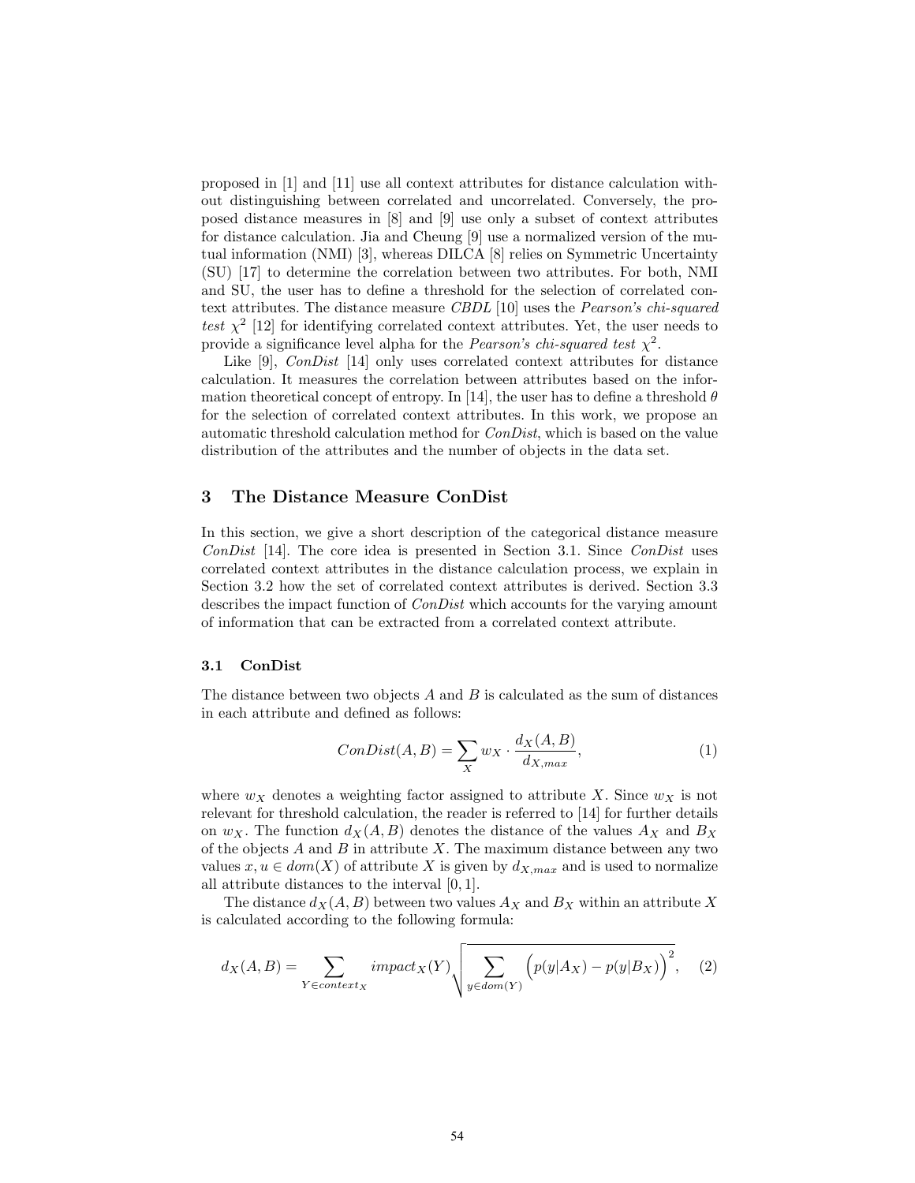proposed in [1] and [11] use all context attributes for distance calculation without distinguishing between correlated and uncorrelated. Conversely, the proposed distance measures in [8] and [9] use only a subset of context attributes for distance calculation. Jia and Cheung [9] use a normalized version of the mutual information (NMI) [3], whereas DILCA [8] relies on Symmetric Uncertainty (SU) [17] to determine the correlation between two attributes. For both, NMI and SU, the user has to define a threshold for the selection of correlated context attributes. The distance measure *CBDL* [10] uses the *Pearson's chi-squared test* $\chi^2$ [12] for identifying correlated context attributes. Yet, the user needs to provide a significance level alpha for the *Pearson's chi-squared test* $\chi^2$.

Like [9], *ConDist* [14] only uses correlated context attributes for distance calculation. It measures the correlation between attributes based on the information theoretical concept of entropy. In [14], the user has to define a threshold $\theta$ for the selection of correlated context attributes. In this work, we propose an automatic threshold calculation method for *ConDist*, which is based on the value distribution of the attributes and the number of objects in the data set.

## 3 The Distance Measure ConDist

In this section, we give a short description of the categorical distance measure *ConDist* [14]. The core idea is presented in Section 3.1. Since *ConDist* uses correlated context attributes in the distance calculation process, we explain in Section 3.2 how the set of correlated context attributes is derived. Section 3.3 describes the impact function of *ConDist* which accounts for the varying amount of information that can be extracted from a correlated context attribute.

### 3.1 ConDist

The distance between two objects $A$ and $B$ is calculated as the sum of distances in each attribute and defined as follows:

$$ConDist(A, B) = \sum_{X} w_X \cdot \frac{d_X(A, B)}{d_{X,max}}, \qquad (1)$$

where $w_X$ denotes a weighting factor assigned to attribute $X$. Since $w_X$ is not relevant for threshold calculation, the reader is referred to [14] for further details on $w_X$. The function $d_X(A, B)$ denotes the distance of the values $A_X$ and $B_X$ of the objects $A$ and $B$ in attribute $X$. The maximum distance between any two values $x, u \in dom(X)$ of attribute $X$ is given by $d_{X,max}$ and is used to normalize all attribute distances to the interval $[0, 1]$.

The distance $d_X(A, B)$ between two values $A_X$ and $B_X$ within an attribute $X$ is calculated according to the following formula:

$$d_X(A, B) = \sum_{Y \in context_X} impact_X(Y) \sqrt{\sum_{y \in dom(Y)} \Big(p(y|A_X) - p(y|B_X)\Big)^2}, \qquad (2)$$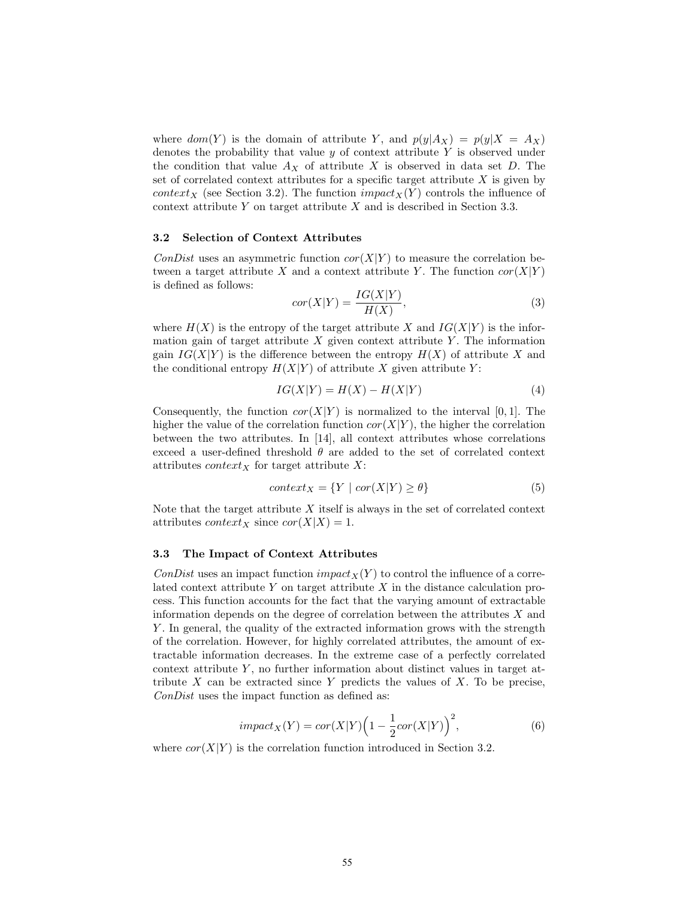where $dom(Y)$ is the domain of attribute $Y$, and $p(y|A_X) = p(y|X = A_X)$ denotes the probability that value $y$ of context attribute $Y$ is observed under the condition that value $A_X$ of attribute $X$ is observed in data set $D$. The set of correlated context attributes for a specific target attribute $X$ is given by $context_X$ (see Section 3.2). The function $impact_X(Y)$ controls the influence of context attribute $Y$ on target attribute $X$ and is described in Section 3.3.

### 3.2 Selection of Context Attributes

*ConDist* uses an asymmetric function $cor(X|Y)$ to measure the correlation between a target attribute $X$ and a context attribute $Y$. The function $cor(X|Y)$ is defined as follows:

$$cor(X|Y) = \frac{IG(X|Y)}{H(X)}, \tag{3}$$

where $H(X)$ is the entropy of the target attribute $X$ and $IG(X|Y)$ is the information gain of target attribute $X$ given context attribute $Y$. The information gain $IG(X|Y)$ is the difference between the entropy $H(X)$ of attribute $X$ and the conditional entropy $H(X|Y)$ of attribute $X$ given attribute $Y$:

$$IG(X|Y) = H(X) - H(X|Y) \tag{4}$$

Consequently, the function $cor(X|Y)$ is normalized to the interval $[0, 1]$. The higher the value of the correlation function $cor(X|Y)$, the higher the correlation between the two attributes. In [14], all context attributes whose correlations exceed a user-defined threshold $\theta$ are added to the set of correlated context attributes $context_X$ for target attribute $X$:

$$context_X = \{Y \mid cor(X|Y) \geq \theta\} \tag{5}$$

Note that the target attribute $X$ itself is always in the set of correlated context attributes $context_X$ since $cor(X|X) = 1$.

### 3.3 The Impact of Context Attributes

*ConDist* uses an impact function $impact_X(Y)$ to control the influence of a correlated context attribute $Y$ on target attribute $X$ in the distance calculation process. This function accounts for the fact that the varying amount of extractable information depends on the degree of correlation between the attributes $X$ and $Y$. In general, the quality of the extracted information grows with the strength of the correlation. However, for highly correlated attributes, the amount of extractable information decreases. In the extreme case of a perfectly correlated context attribute $Y$, no further information about distinct values in target attribute $X$ can be extracted since $Y$ predicts the values of $X$. To be precise, *ConDist* uses the impact function as defined as:

$$impact_X(Y) = cor(X|Y)\Big(1 - \frac{1}{2}cor(X|Y)\Big)^2, \tag{6}$$

where $cor(X|Y)$ is the correlation function introduced in Section 3.2.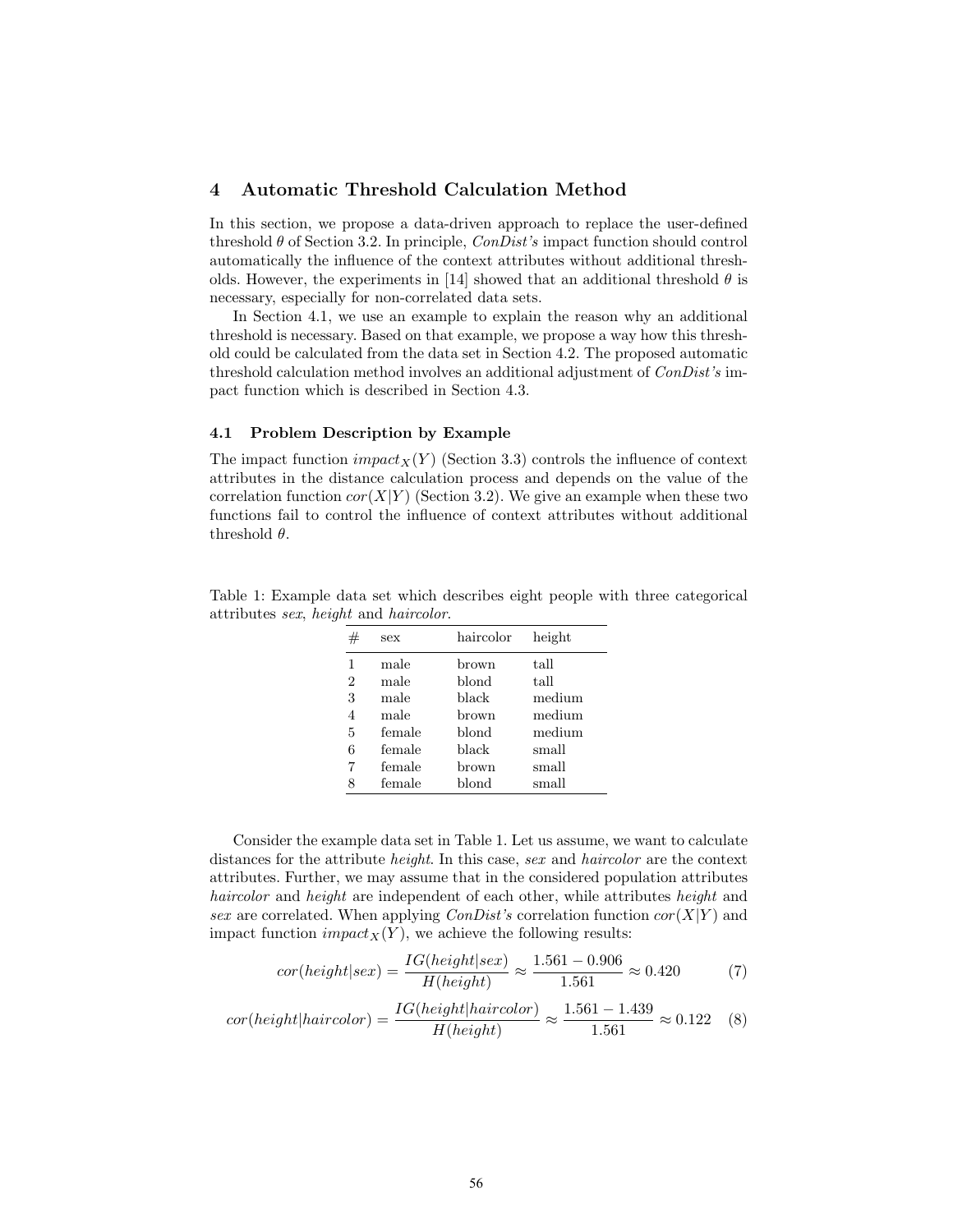## 4 Automatic Threshold Calculation Method

In this section, we propose a data-driven approach to replace the user-defined threshold $\theta$ of Section 3.2. In principle, *ConDist's* impact function should control automatically the influence of the context attributes without additional thresholds. However, the experiments in [14] showed that an additional threshold $\theta$ is necessary, especially for non-correlated data sets.

In Section 4.1, we use an example to explain the reason why an additional threshold is necessary. Based on that example, we propose a way how this threshold could be calculated from the data set in Section 4.2. The proposed automatic threshold calculation method involves an additional adjustment of *ConDist's* impact function which is described in Section 4.3.

### 4.1 Problem Description by Example

The impact function $impact_X(Y)$ (Section 3.3) controls the influence of context attributes in the distance calculation process and depends on the value of the correlation function $cor(X|Y)$ (Section 3.2). We give an example when these two functions fail to control the influence of context attributes without additional threshold $\theta$.

Table 1: Example data set which describes eight people with three categorical attributes *sex*, *height* and *haircolor*.

| # | sex | haircolor | height |
|---|---|---|---|
| 1 | male | brown | tall |
| 2 | male | blond | tall |
| 3 | male | black | medium |
| 4 | male | brown | medium |
| 5 | female | blond | medium |
| 6 | female | black | small |
| 7 | female | brown | small |
| 8 | female | blond | small |

Consider the example data set in Table 1. Let us assume, we want to calculate distances for the attribute *height*. In this case, *sex* and *haircolor* are the context attributes. Further, we may assume that in the considered population attributes *haircolor* and *height* are independent of each other, while attributes *height* and *sex* are correlated. When applying *ConDist's* correlation function $cor(X|Y)$ and impact function $impact_X(Y)$, we achieve the following results:

$$cor(height|sex) = \frac{IG(height|sex)}{H(height)} \approx \frac{1.561 - 0.906}{1.561} \approx 0.420 \quad (7)$$

$$cor(height|haircolor) = \frac{IG(height|haircolor)}{H(height)} \approx \frac{1.561 - 1.439}{1.561} \approx 0.122 \quad (8)$$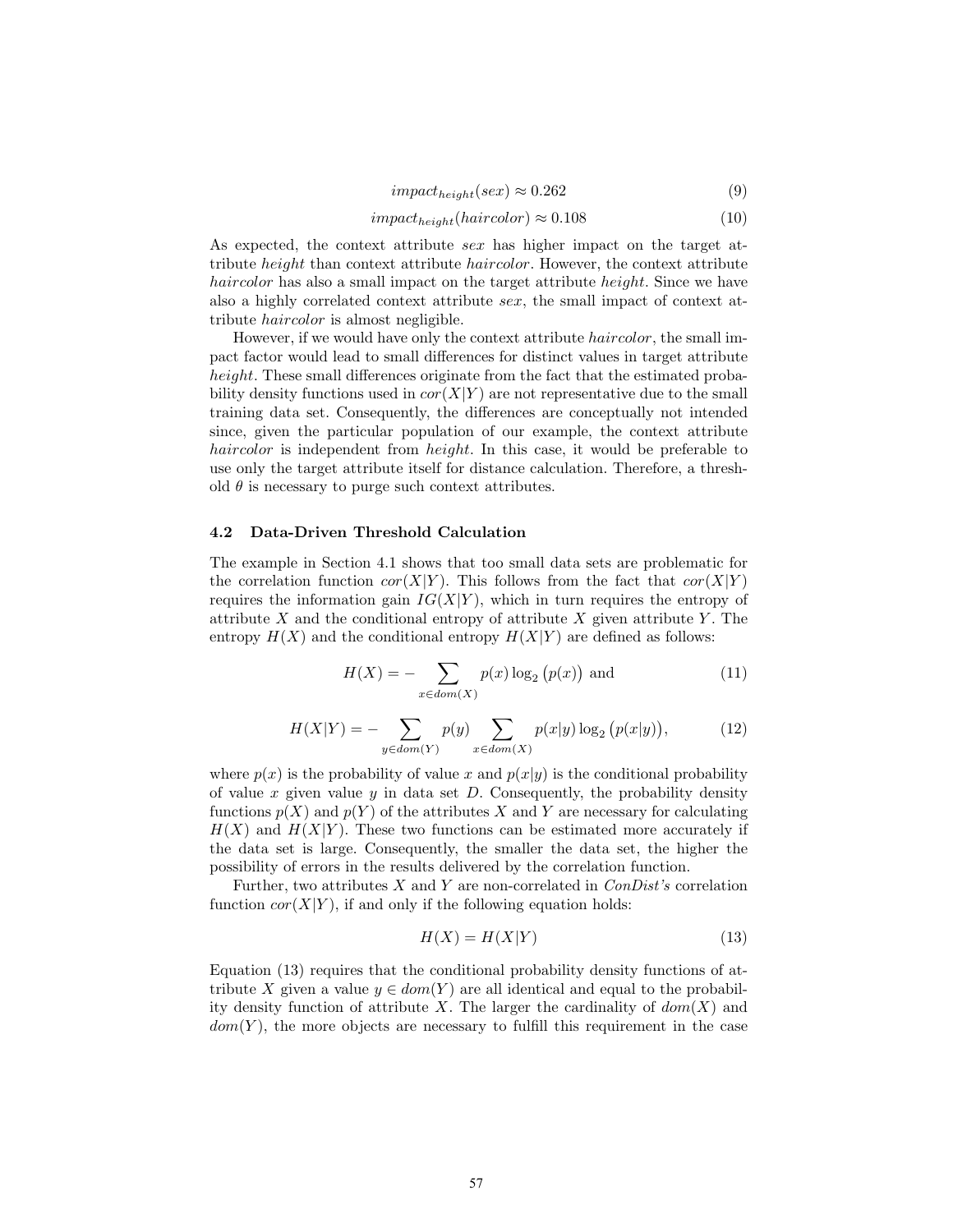$$impact_{height}(sex) \approx 0.262 \tag{9}$$

$$impact_{height}(haircolor) \approx 0.108 \tag{10}$$

As expected, the context attribute *sex* has higher impact on the target attribute *height* than context attribute *haircolor*. However, the context attribute *haircolor* has also a small impact on the target attribute *height*. Since we have also a highly correlated context attribute *sex*, the small impact of context attribute *haircolor* is almost negligible.

However, if we would have only the context attribute *haircolor*, the small impact factor would lead to small differences for distinct values in target attribute *height*. These small differences originate from the fact that the estimated probability density functions used in $cor(X|Y)$ are not representative due to the small training data set. Consequently, the differences are conceptually not intended since, given the particular population of our example, the context attribute *haircolor* is independent from *height*. In this case, it would be preferable to use only the target attribute itself for distance calculation. Therefore, a threshold $\theta$ is necessary to purge such context attributes.

### 4.2 Data-Driven Threshold Calculation

The example in Section 4.1 shows that too small data sets are problematic for the correlation function $cor(X|Y)$. This follows from the fact that $cor(X|Y)$ requires the information gain $IG(X|Y)$, which in turn requires the entropy of attribute $X$ and the conditional entropy of attribute $X$ given attribute $Y$. The entropy $H(X)$ and the conditional entropy $H(X|Y)$ are defined as follows:

$$H(X) = -\sum_{x \in dom(X)} p(x) \log_2 \big(p(x)\big) \text{ and} \tag{11}$$

$$H(X|Y) = -\sum_{y \in dom(Y)} p(y) \sum_{x \in dom(X)} p(x|y) \log_2 \big(p(x|y)\big), \tag{12}$$

where $p(x)$ is the probability of value $x$ and $p(x|y)$ is the conditional probability of value $x$ given value $y$ in data set $D$. Consequently, the probability density functions $p(X)$ and $p(Y)$ of the attributes $X$ and $Y$ are necessary for calculating $H(X)$ and $H(X|Y)$. These two functions can be estimated more accurately if the data set is large. Consequently, the smaller the data set, the higher the possibility of errors in the results delivered by the correlation function.

Further, two attributes $X$ and $Y$ are non-correlated in *ConDist's* correlation function $cor(X|Y)$, if and only if the following equation holds:

$$H(X) = H(X|Y) \tag{13}$$

Equation (13) requires that the conditional probability density functions of attribute $X$ given a value $y \in dom(Y)$ are all identical and equal to the probability density function of attribute $X$. The larger the cardinality of $dom(X)$ and $dom(Y)$, the more objects are necessary to fulfill this requirement in the case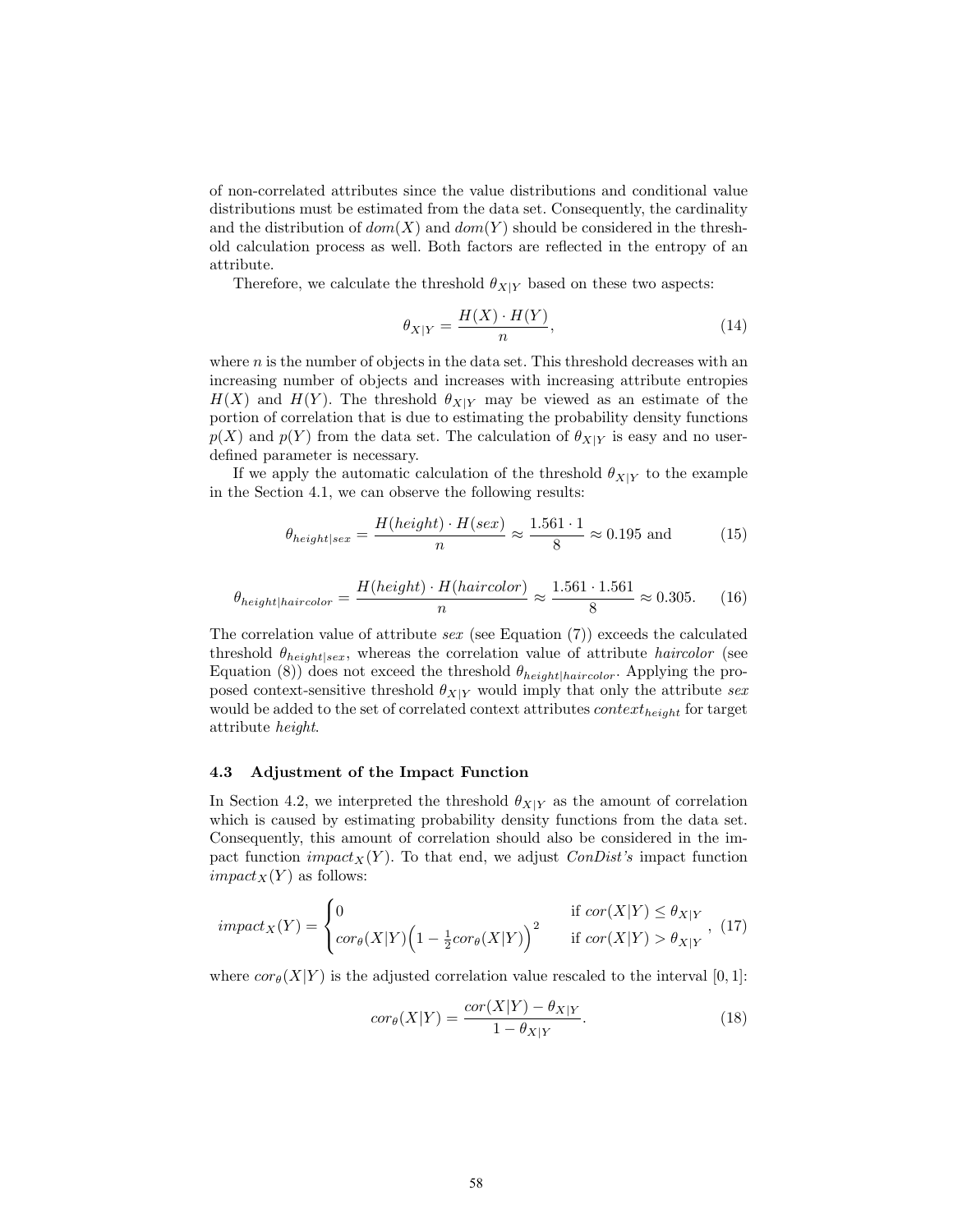of non-correlated attributes since the value distributions and conditional value distributions must be estimated from the data set. Consequently, the cardinality and the distribution of $dom(X)$ and $dom(Y)$ should be considered in the threshold calculation process as well. Both factors are reflected in the entropy of an attribute.

Therefore, we calculate the threshold $\theta_{X|Y}$ based on these two aspects:

$$\theta_{X|Y} = \frac{H(X) \cdot H(Y)}{n}, \tag{14}$$

where $n$ is the number of objects in the data set. This threshold decreases with an increasing number of objects and increases with increasing attribute entropies $H(X)$ and $H(Y)$. The threshold $\theta_{X|Y}$ may be viewed as an estimate of the portion of correlation that is due to estimating the probability density functions $p(X)$ and $p(Y)$ from the data set. The calculation of $\theta_{X|Y}$ is easy and no user-defined parameter is necessary.

If we apply the automatic calculation of the threshold $\theta_{X|Y}$ to the example in the Section 4.1, we can observe the following results:

$$\theta_{height|sex} = \frac{H(height) \cdot H(sex)}{n} \approx \frac{1.561 \cdot 1}{8} \approx 0.195 \text{ and} \tag{15}$$

$$\theta_{height|haircolor} = \frac{H(height) \cdot H(haircolor)}{n} \approx \frac{1.561 \cdot 1.561}{8} \approx 0.305. \tag{16}$$

The correlation value of attribute *sex* (see Equation (7)) exceeds the calculated threshold $\theta_{height|sex}$, whereas the correlation value of attribute *haircolor* (see Equation (8)) does not exceed the threshold $\theta_{height|haircolor}$. Applying the proposed context-sensitive threshold $\theta_{X|Y}$ would imply that only the attribute *sex* would be added to the set of correlated context attributes $context_{height}$ for target attribute *height*.

### 4.3 Adjustment of the Impact Function

In Section 4.2, we interpreted the threshold $\theta_{X|Y}$ as the amount of correlation which is caused by estimating probability density functions from the data set. Consequently, this amount of correlation should also be considered in the impact function $impact_X(Y)$. To that end, we adjust *ConDist's* impact function $impact_X(Y)$ as follows:

$$impact_X(Y) = \begin{cases} 0 & \text{if } cor(X|Y) \leq \theta_{X|Y} \\ cor_\theta(X|Y)\left(1 - \frac{1}{2}cor_\theta(X|Y)\right)^2 & \text{if } cor(X|Y) > \theta_{X|Y} \end{cases}, \tag{17}$$

where $cor_\theta(X|Y)$ is the adjusted correlation value rescaled to the interval $[0, 1]$:

$$cor_\theta(X|Y) = \frac{cor(X|Y) - \theta_{X|Y}}{1 - \theta_{X|Y}}. \tag{18}$$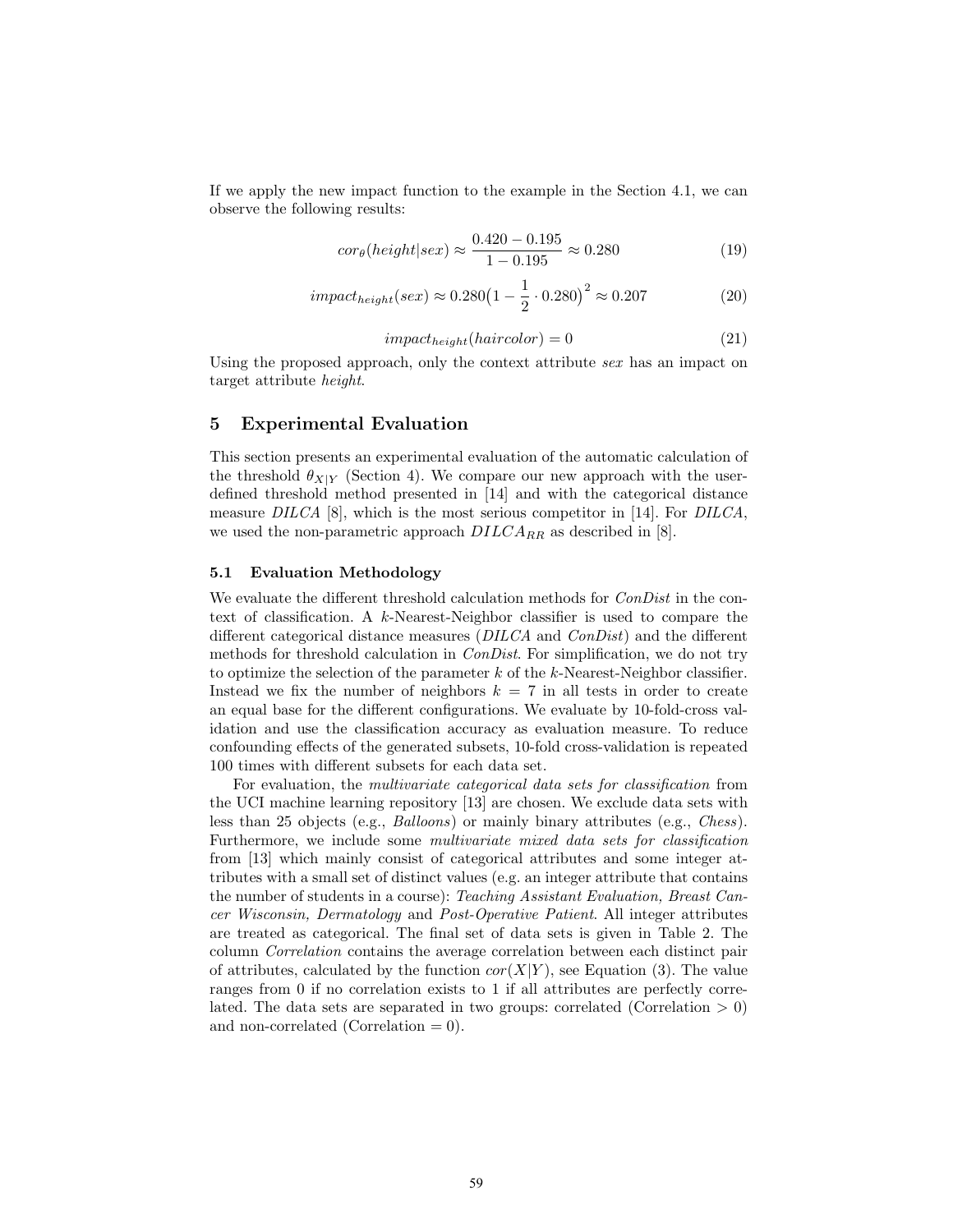If we apply the new impact function to the example in the Section 4.1, we can observe the following results:

$$cor_\theta(height|sex) \approx \frac{0.420 - 0.195}{1 - 0.195} \approx 0.280 \tag{19}$$

$$impact_{height}(sex) \approx 0.280\big(1 - \frac{1}{2} \cdot 0.280\big)^2 \approx 0.207 \tag{20}$$

$$impact_{height}(haircolor) = 0 \tag{21}$$

Using the proposed approach, only the context attribute *sex* has an impact on target attribute *height*.

## 5 Experimental Evaluation

This section presents an experimental evaluation of the automatic calculation of the threshold $\theta_{X|Y}$ (Section 4). We compare our new approach with the user-defined threshold method presented in [14] and with the categorical distance measure *DILCA* [8], which is the most serious competitor in [14]. For *DILCA*, we used the non-parametric approach $DILCA_{RR}$ as described in [8].

### 5.1 Evaluation Methodology

We evaluate the different threshold calculation methods for *ConDist* in the context of classification. A $k$-Nearest-Neighbor classifier is used to compare the different categorical distance measures (*DILCA* and *ConDist*) and the different methods for threshold calculation in *ConDist*. For simplification, we do not try to optimize the selection of the parameter $k$ of the $k$-Nearest-Neighbor classifier. Instead we fix the number of neighbors $k = 7$ in all tests in order to create an equal base for the different configurations. We evaluate by 10-fold-cross validation and use the classification accuracy as evaluation measure. To reduce confounding effects of the generated subsets, 10-fold cross-validation is repeated 100 times with different subsets for each data set.

For evaluation, the *multivariate categorical data sets for classification* from the UCI machine learning repository [13] are chosen. We exclude data sets with less than 25 objects (e.g., *Balloons*) or mainly binary attributes (e.g., *Chess*). Furthermore, we include some *multivariate mixed data sets for classification* from [13] which mainly consist of categorical attributes and some integer attributes with a small set of distinct values (e.g. an integer attribute that contains the number of students in a course): *Teaching Assistant Evaluation, Breast Cancer Wisconsin, Dermatology* and *Post-Operative Patient*. All integer attributes are treated as categorical. The final set of data sets is given in Table 2. The column *Correlation* contains the average correlation between each distinct pair of attributes, calculated by the function $cor(X|Y)$, see Equation (3). The value ranges from 0 if no correlation exists to 1 if all attributes are perfectly correlated. The data sets are separated in two groups: correlated (Correlation $> 0$) and non-correlated (Correlation $= 0$).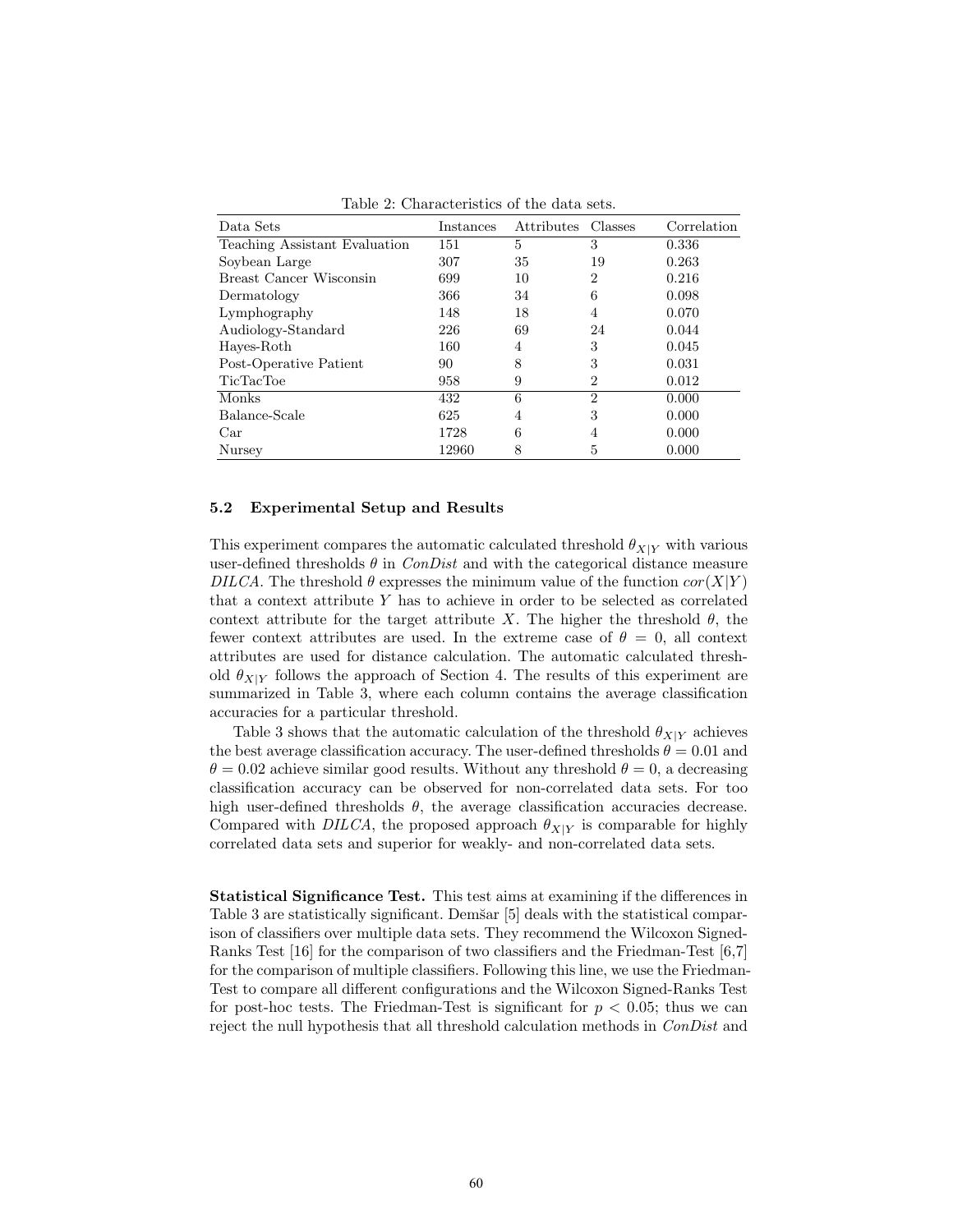Table 2: Characteristics of the data sets.

| Data Sets | Instances | Attributes | Classes | Correlation |
|---|---|---|---|---|
| Teaching Assistant Evaluation | 151 | 5 | 3 | 0.336 |
| Soybean Large | 307 | 35 | 19 | 0.263 |
| Breast Cancer Wisconsin | 699 | 10 | 2 | 0.216 |
| Dermatology | 366 | 34 | 6 | 0.098 |
| Lymphography | 148 | 18 | 4 | 0.070 |
| Audiology-Standard | 226 | 69 | 24 | 0.044 |
| Hayes-Roth | 160 | 4 | 3 | 0.045 |
| Post-Operative Patient | 90 | 8 | 3 | 0.031 |
| TicTacToe | 958 | 9 | 2 | 0.012 |
| Monks | 432 | 6 | 2 | 0.000 |
| Balance-Scale | 625 | 4 | 3 | 0.000 |
| Car | 1728 | 6 | 4 | 0.000 |
| Nursey | 12960 | 8 | 5 | 0.000 |

### 5.2 Experimental Setup and Results

This experiment compares the automatic calculated threshold $\theta_{X|Y}$ with various user-defined thresholds $\theta$ in *ConDist* and with the categorical distance measure *DILCA*. The threshold $\theta$ expresses the minimum value of the function $cor(X|Y)$ that a context attribute $Y$ has to achieve in order to be selected as correlated context attribute for the target attribute $X$. The higher the threshold $\theta$, the fewer context attributes are used. In the extreme case of $\theta = 0$, all context attributes are used for distance calculation. The automatic calculated threshold $\theta_{X|Y}$ follows the approach of Section 4. The results of this experiment are summarized in Table 3, where each column contains the average classification accuracies for a particular threshold.

Table 3 shows that the automatic calculation of the threshold $\theta_{X|Y}$ achieves the best average classification accuracy. The user-defined thresholds $\theta = 0.01$ and $\theta = 0.02$ achieve similar good results. Without any threshold $\theta = 0$, a decreasing classification accuracy can be observed for non-correlated data sets. For too high user-defined thresholds $\theta$, the average classification accuracies decrease. Compared with *DILCA*, the proposed approach $\theta_{X|Y}$ is comparable for highly correlated data sets and superior for weakly- and non-correlated data sets.

**Statistical Significance Test.** This test aims at examining if the differences in Table 3 are statistically significant. Demšar [5] deals with the statistical comparison of classifiers over multiple data sets. They recommend the Wilcoxon Signed-Ranks Test [16] for the comparison of two classifiers and the Friedman-Test [6,7] for the comparison of multiple classifiers. Following this line, we use the Friedman-Test to compare all different configurations and the Wilcoxon Signed-Ranks Test for post-hoc tests. The Friedman-Test is significant for $p < 0.05$; thus we can reject the null hypothesis that all threshold calculation methods in *ConDist* and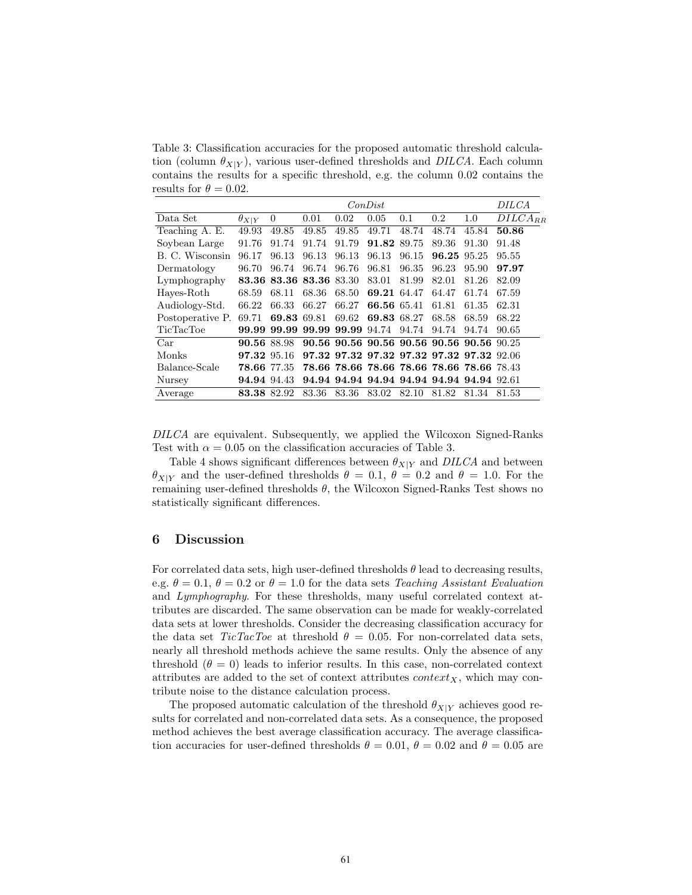Table 3: Classification accuracies for the proposed automatic threshold calculation (column $\theta_{X|Y}$), various user-defined thresholds and *DILCA*. Each column contains the results for a specific threshold, e.g. the column 0.02 contains the results for $\theta = 0.02$.

| | *ConDist* | | | | | | | | *DILCA* |
|---|---|---|---|---|---|---|---|---|---|
| Data Set | $\theta_{X\|Y}$ | 0 | 0.01 | 0.02 | 0.05 | 0.1 | 0.2 | 1.0 | $DILCA_{RR}$ |
| Teaching A. E. | 49.93 | 49.85 | 49.85 | 49.85 | 49.71 | 48.74 | 48.74 | 45.84 | **50.86** |
| Soybean Large | 91.76 | 91.74 | 91.74 | 91.79 | **91.82** | 89.75 | 89.36 | 91.30 | 91.48 |
| B. C. Wisconsin | 96.17 | 96.13 | 96.13 | 96.13 | 96.13 | 96.15 | **96.25** | 95.25 | 95.55 |
| Dermatology | 96.70 | 96.74 | 96.74 | 96.76 | 96.81 | 96.35 | 96.23 | 95.90 | **97.97** |
| Lymphography | **83.36** | **83.36** | **83.36** | 83.30 | 83.01 | 81.99 | 82.01 | 81.26 | 82.09 |
| Hayes-Roth | 68.59 | 68.11 | 68.36 | 68.50 | **69.21** | 64.47 | 64.47 | 61.74 | 67.59 |
| Audiology-Std. | 66.22 | 66.33 | 66.27 | 66.27 | **66.56** | 65.41 | 61.81 | 61.35 | 62.31 |
| Postoperative P. | 69.71 | **69.83** | 69.81 | 69.62 | **69.83** | 68.27 | 68.58 | 68.59 | 68.22 |
| TicTacToe | **99.99** | **99.99** | **99.99** | **99.99** | 94.74 | 94.74 | 94.74 | 94.74 | 90.65 |
| Car | **90.56** | 88.98 | **90.56** | **90.56** | **90.56** | **90.56** | **90.56** | **90.56** | 90.25 |
| Monks | **97.32** | 95.16 | **97.32** | **97.32** | **97.32** | **97.32** | **97.32** | **97.32** | 92.06 |
| Balance-Scale | **78.66** | 77.35 | **78.66** | **78.66** | **78.66** | **78.66** | **78.66** | **78.66** | 78.43 |
| Nursey | **94.94** | 94.43 | **94.94** | **94.94** | **94.94** | **94.94** | **94.94** | **94.94** | 92.61 |
| Average | **83.38** | 82.92 | 83.36 | 83.36 | 83.02 | 82.10 | 81.82 | 81.34 | 81.53 |

*DILCA* are equivalent. Subsequently, we applied the Wilcoxon Signed-Ranks Test with $\alpha = 0.05$ on the classification accuracies of Table 3.

Table 4 shows significant differences between $\theta_{X|Y}$ and *DILCA* and between $\theta_{X|Y}$ and the user-defined thresholds $\theta = 0.1$, $\theta = 0.2$ and $\theta = 1.0$. For the remaining user-defined thresholds $\theta$, the Wilcoxon Signed-Ranks Test shows no statistically significant differences.

## 6 Discussion

For correlated data sets, high user-defined thresholds $\theta$ lead to decreasing results, e.g. $\theta = 0.1$, $\theta = 0.2$ or $\theta = 1.0$ for the data sets *Teaching Assistant Evaluation* and *Lymphography*. For these thresholds, many useful correlated context attributes are discarded. The same observation can be made for weakly-correlated data sets at lower thresholds. Consider the decreasing classification accuracy for the data set *TicTacToe* at threshold $\theta = 0.05$. For non-correlated data sets, nearly all threshold methods achieve the same results. Only the absence of any threshold ($\theta = 0$) leads to inferior results. In this case, non-correlated context attributes are added to the set of context attributes $context_X$, which may contribute noise to the distance calculation process.

The proposed automatic calculation of the threshold $\theta_{X|Y}$ achieves good results for correlated and non-correlated data sets. As a consequence, the proposed method achieves the best average classification accuracy. The average classification accuracies for user-defined thresholds $\theta = 0.01$, $\theta = 0.02$ and $\theta = 0.05$ are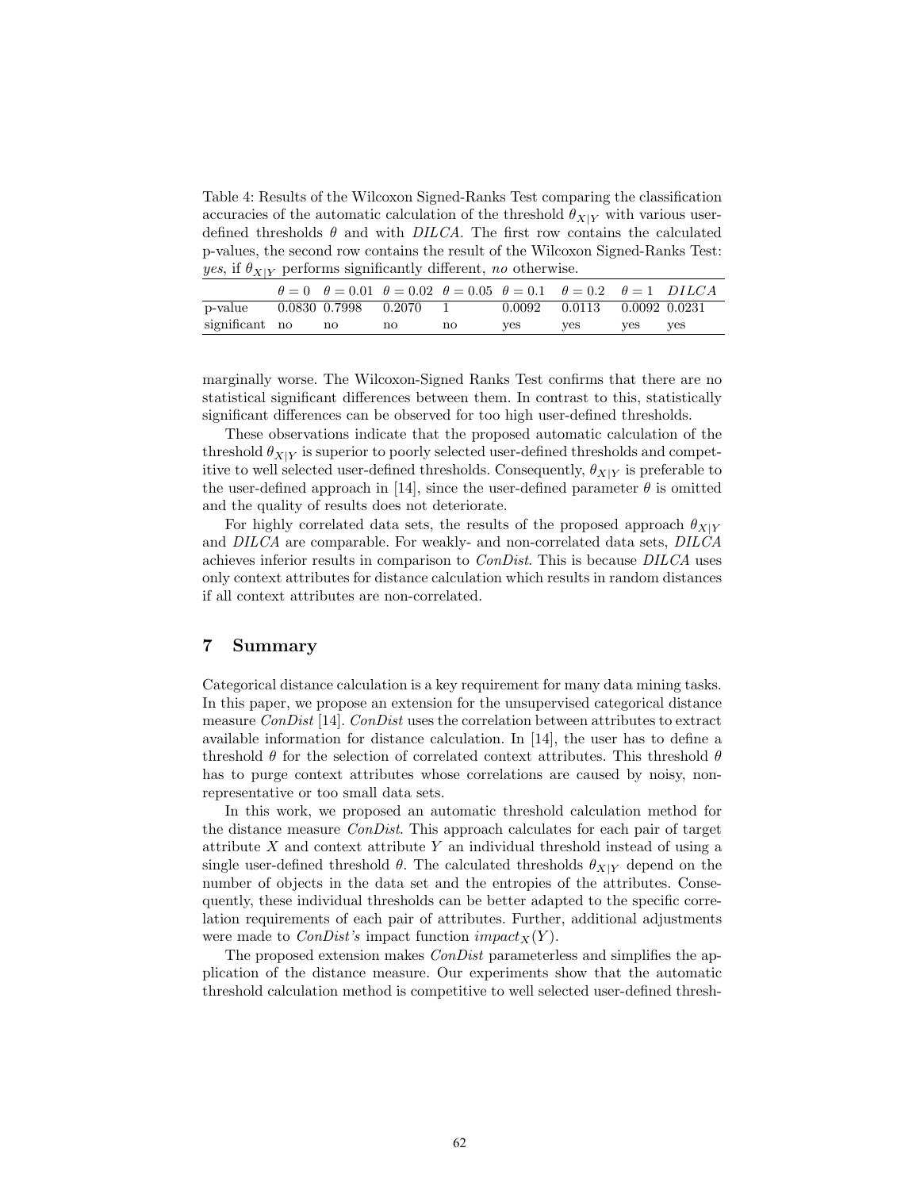Table 4: Results of the Wilcoxon Signed-Ranks Test comparing the classification accuracies of the automatic calculation of the threshold $\theta_{X|Y}$ with various user-defined thresholds $\theta$ and with *DILCA*. The first row contains the calculated p-values, the second row contains the result of the Wilcoxon Signed-Ranks Test: *yes*, if $\theta_{X|Y}$ performs significantly different, *no* otherwise.

| | $\theta = 0$ | $\theta = 0.01$ | $\theta = 0.02$ | $\theta = 0.05$ | $\theta = 0.1$ | $\theta = 0.2$ | $\theta = 1$ | *DILCA* |
|---|---|---|---|---|---|---|---|---|
| p-value | 0.0830 | 0.7998 | 0.2070 | 1 | 0.0092 | 0.0113 | 0.0092 | 0.0231 |
| significant | no | no | no | no | yes | yes | yes | yes |

marginally worse. The Wilcoxon-Signed Ranks Test confirms that there are no statistical significant differences between them. In contrast to this, statistically significant differences can be observed for too high user-defined thresholds.

These observations indicate that the proposed automatic calculation of the threshold $\theta_{X|Y}$ is superior to poorly selected user-defined thresholds and competitive to well selected user-defined thresholds. Consequently, $\theta_{X|Y}$ is preferable to the user-defined approach in [14], since the user-defined parameter $\theta$ is omitted and the quality of results does not deteriorate.

For highly correlated data sets, the results of the proposed approach $\theta_{X|Y}$ and *DILCA* are comparable. For weakly- and non-correlated data sets, *DILCA* achieves inferior results in comparison to *ConDist*. This is because *DILCA* uses only context attributes for distance calculation which results in random distances if all context attributes are non-correlated.

## 7 Summary

Categorical distance calculation is a key requirement for many data mining tasks. In this paper, we propose an extension for the unsupervised categorical distance measure *ConDist* [14]. *ConDist* uses the correlation between attributes to extract available information for distance calculation. In [14], the user has to define a threshold $\theta$ for the selection of correlated context attributes. This threshold $\theta$ has to purge context attributes whose correlations are caused by noisy, non-representative or too small data sets.

In this work, we proposed an automatic threshold calculation method for the distance measure *ConDist*. This approach calculates for each pair of target attribute $X$ and context attribute $Y$ an individual threshold instead of using a single user-defined threshold $\theta$. The calculated thresholds $\theta_{X|Y}$ depend on the number of objects in the data set and the entropies of the attributes. Consequently, these individual thresholds can be better adapted to the specific correlation requirements of each pair of attributes. Further, additional adjustments were made to *ConDist's* impact function $impact_X(Y)$.

The proposed extension makes *ConDist* parameterless and simplifies the application of the distance measure. Our experiments show that the automatic threshold calculation method is competitive to well selected user-defined thresh-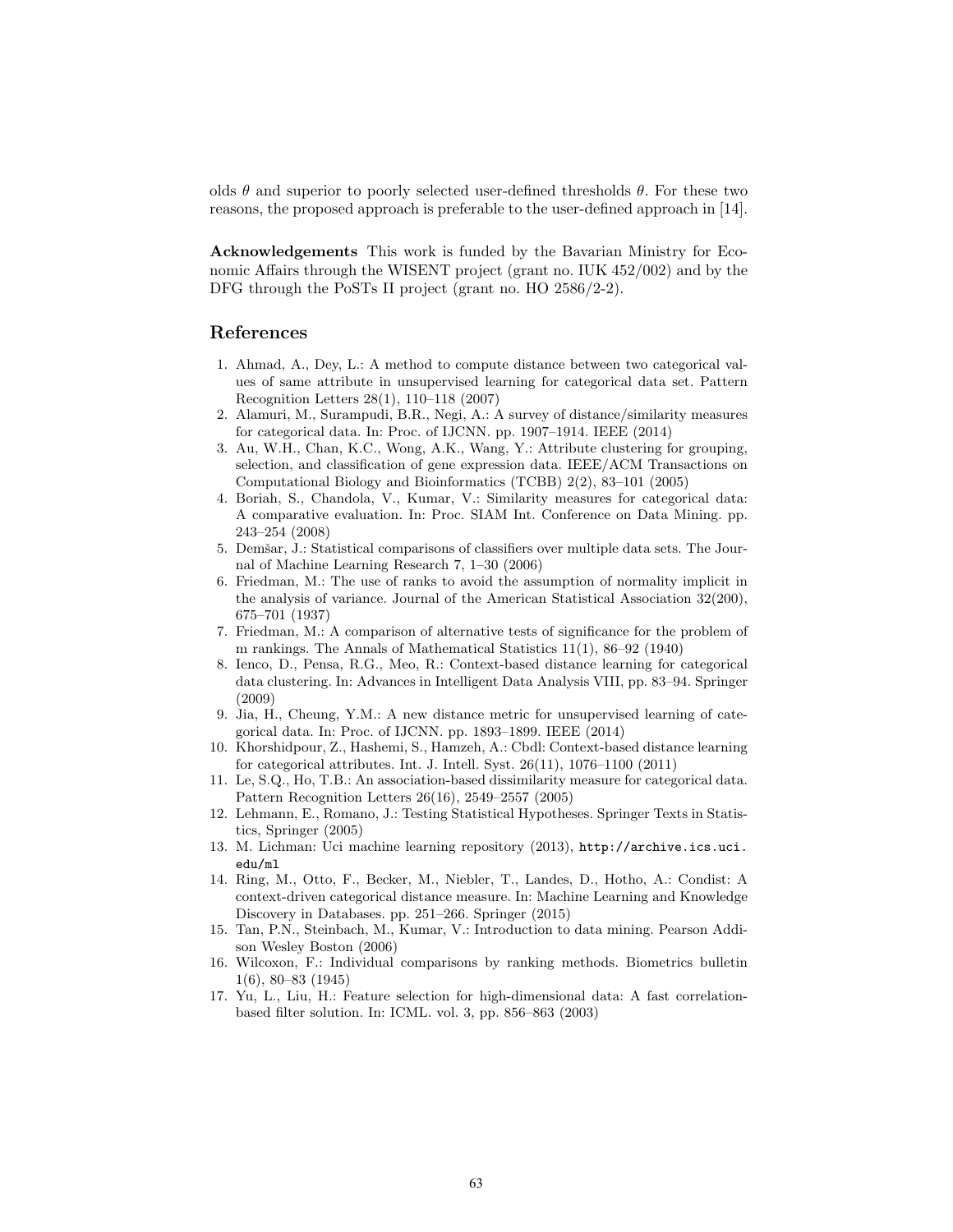olds $\theta$ and superior to poorly selected user-defined thresholds $\theta$. For these two reasons, the proposed approach is preferable to the user-defined approach in [14].

**Acknowledgements** This work is funded by the Bavarian Ministry for Economic Affairs through the WISENT project (grant no. IUK 452/002) and by the DFG through the PoSTs II project (grant no. HO 2586/2-2).

## References

1. Ahmad, A., Dey, L.: A method to compute distance between two categorical values of same attribute in unsupervised learning for categorical data set. Pattern Recognition Letters 28(1), 110–118 (2007)
2. Alamuri, M., Surampudi, B.R., Negi, A.: A survey of distance/similarity measures for categorical data. In: Proc. of IJCNN. pp. 1907–1914. IEEE (2014)
3. Au, W.H., Chan, K.C., Wong, A.K., Wang, Y.: Attribute clustering for grouping, selection, and classification of gene expression data. IEEE/ACM Transactions on Computational Biology and Bioinformatics (TCBB) 2(2), 83–101 (2005)
4. Boriah, S., Chandola, V., Kumar, V.: Similarity measures for categorical data: A comparative evaluation. In: Proc. SIAM Int. Conference on Data Mining. pp. 243–254 (2008)
5. Demšar, J.: Statistical comparisons of classifiers over multiple data sets. The Journal of Machine Learning Research 7, 1–30 (2006)
6. Friedman, M.: The use of ranks to avoid the assumption of normality implicit in the analysis of variance. Journal of the American Statistical Association 32(200), 675–701 (1937)
7. Friedman, M.: A comparison of alternative tests of significance for the problem of m rankings. The Annals of Mathematical Statistics 11(1), 86–92 (1940)
8. Ienco, D., Pensa, R.G., Meo, R.: Context-based distance learning for categorical data clustering. In: Advances in Intelligent Data Analysis VIII, pp. 83–94. Springer (2009)
9. Jia, H., Cheung, Y.M.: A new distance metric for unsupervised learning of categorical data. In: Proc. of IJCNN. pp. 1893–1899. IEEE (2014)
10. Khorshidpour, Z., Hashemi, S., Hamzeh, A.: Cbdl: Context-based distance learning for categorical attributes. Int. J. Intell. Syst. 26(11), 1076–1100 (2011)
11. Le, S.Q., Ho, T.B.: An association-based dissimilarity measure for categorical data. Pattern Recognition Letters 26(16), 2549–2557 (2005)
12. Lehmann, E., Romano, J.: Testing Statistical Hypotheses. Springer Texts in Statistics, Springer (2005)
13. M. Lichman: Uci machine learning repository (2013), `http://archive.ics.uci.edu/ml`
14. Ring, M., Otto, F., Becker, M., Niebler, T., Landes, D., Hotho, A.: Condist: A context-driven categorical distance measure. In: Machine Learning and Knowledge Discovery in Databases. pp. 251–266. Springer (2015)
15. Tan, P.N., Steinbach, M., Kumar, V.: Introduction to data mining. Pearson Addison Wesley Boston (2006)
16. Wilcoxon, F.: Individual comparisons by ranking methods. Biometrics bulletin 1(6), 80–83 (1945)
17. Yu, L., Liu, H.: Feature selection for high-dimensional data: A fast correlation-based filter solution. In: ICML. vol. 3, pp. 856–863 (2003)